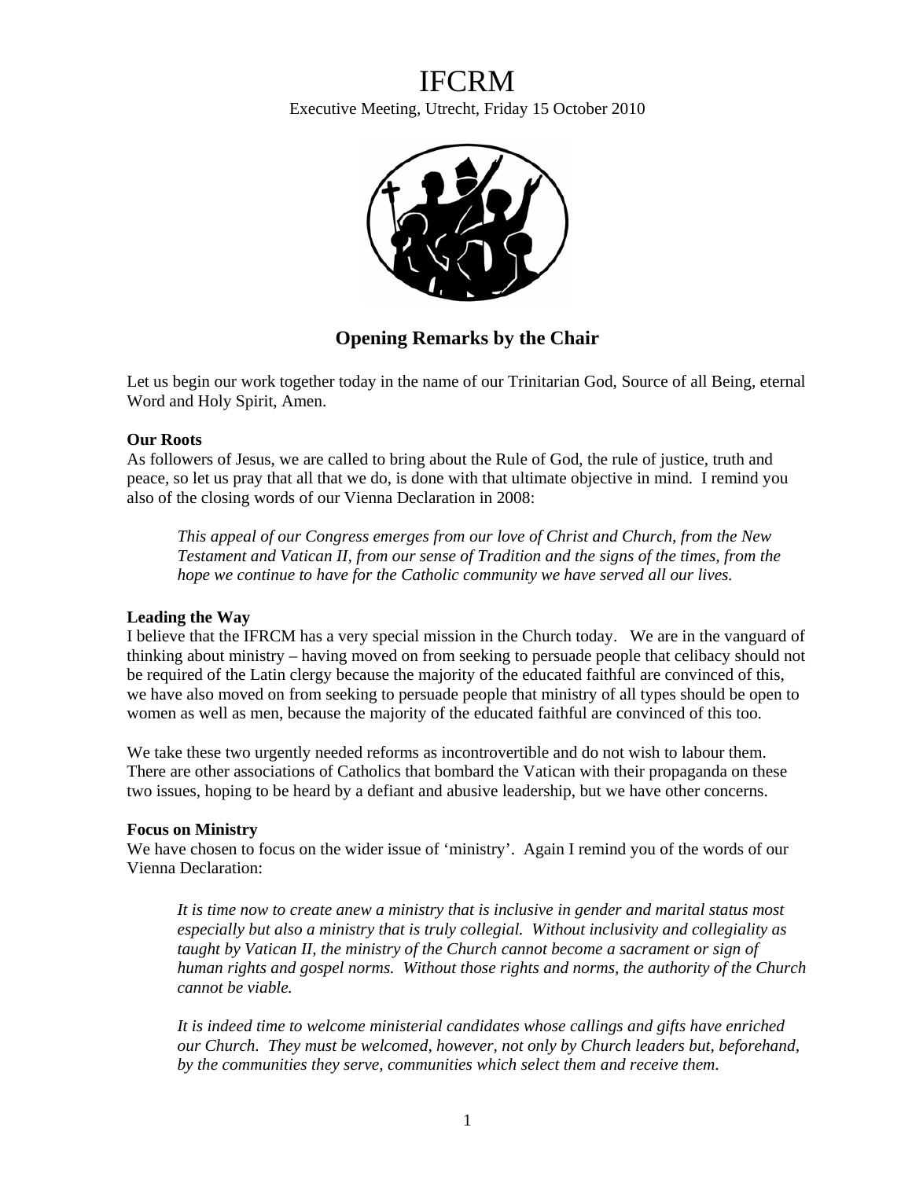# IFCRM

Executive Meeting, Utrecht, Friday 15 October 2010

## Opening Remarks by the Chair

Let us begin our work together today in the name of our Trinitarian God, Source of all Being, eternal Word and Holy Spirit, Amen.

**Our Roots**

As followers of Jesus, we are called to bring about the Rule of God, the rule of justice, truth and peace, so let us pray that all that we do, is done with that ultimate objective in mind. I remind you also of the closing words of our Vienna Declaration in 2008:

> *This appeal of our Congress emerges from our love of Christ and Church, from the New Testament and Vatican II, from our sense of Tradition and the signs of the times, from the hope we continue to have for the Catholic community we have served all our lives.*

**Leading the Way**

I believe that the IFRCM has a very special mission in the Church today. We are in the vanguard of thinking about ministry – having moved on from seeking to persuade people that celibacy should not be required of the Latin clergy because the majority of the educated faithful are convinced of this, we have also moved on from seeking to persuade people that ministry of all types should be open to women as well as men, because the majority of the educated faithful are convinced of this too.

We take these two urgently needed reforms as incontrovertible and do not wish to labour them. There are other associations of Catholics that bombard the Vatican with their propaganda on these two issues, hoping to be heard by a defiant and abusive leadership, but we have other concerns.

**Focus on Ministry**

We have chosen to focus on the wider issue of 'ministry'. Again I remind you of the words of our Vienna Declaration:

> *It is time now to create anew a ministry that is inclusive in gender and marital status most especially but also a ministry that is truly collegial. Without inclusivity and collegiality as taught by Vatican II, the ministry of the Church cannot become a sacrament or sign of human rights and gospel norms. Without those rights and norms, the authority of the Church cannot be viable.*
>
> *It is indeed time to welcome ministerial candidates whose callings and gifts have enriched our Church. They must be welcomed, however, not only by Church leaders but, beforehand, by the communities they serve, communities which select them and receive them.*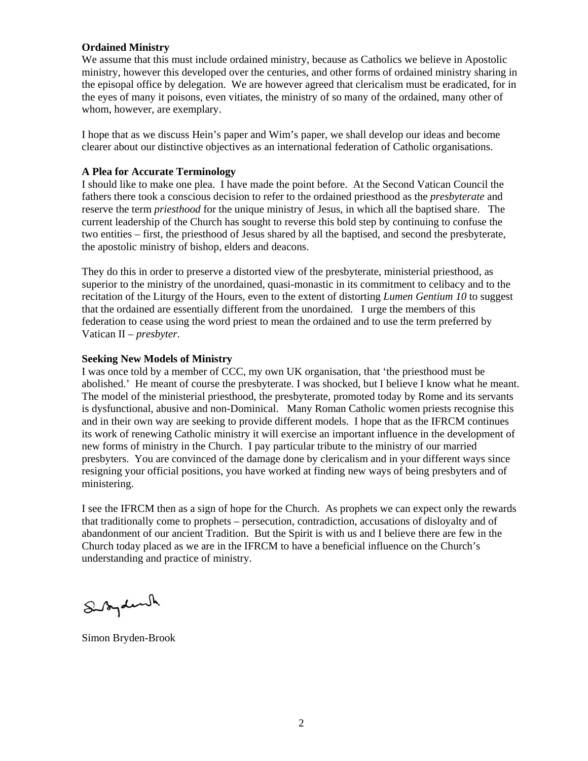**Ordained Ministry**

We assume that this must include ordained ministry, because as Catholics we believe in Apostolic ministry, however this developed over the centuries, and other forms of ordained ministry sharing in the episopal office by delegation. We are however agreed that clericalism must be eradicated, for in the eyes of many it poisons, even vitiates, the ministry of so many of the ordained, many other of whom, however, are exemplary.

I hope that as we discuss Hein's paper and Wim's paper, we shall develop our ideas and become clearer about our distinctive objectives as an international federation of Catholic organisations.

**A Plea for Accurate Terminology**

I should like to make one plea. I have made the point before. At the Second Vatican Council the fathers there took a conscious decision to refer to the ordained priesthood as the *presbyterate* and reserve the term *priesthood* for the unique ministry of Jesus, in which all the baptised share. The current leadership of the Church has sought to reverse this bold step by continuing to confuse the two entities – first, the priesthood of Jesus shared by all the baptised, and second the presbyterate, the apostolic ministry of bishop, elders and deacons.

They do this in order to preserve a distorted view of the presbyterate, ministerial priesthood, as superior to the ministry of the unordained, quasi-monastic in its commitment to celibacy and to the recitation of the Liturgy of the Hours, even to the extent of distorting *Lumen Gentium 10* to suggest that the ordained are essentially different from the unordained. I urge the members of this federation to cease using the word priest to mean the ordained and to use the term preferred by Vatican II – *presbyter*.

**Seeking New Models of Ministry**

I was once told by a member of CCC, my own UK organisation, that 'the priesthood must be abolished.' He meant of course the presbyterate. I was shocked, but I believe I know what he meant. The model of the ministerial priesthood, the presbyterate, promoted today by Rome and its servants is dysfunctional, abusive and non-Dominical. Many Roman Catholic women priests recognise this and in their own way are seeking to provide different models. I hope that as the IFRCM continues its work of renewing Catholic ministry it will exercise an important influence in the development of new forms of ministry in the Church. I pay particular tribute to the ministry of our married presbyters. You are convinced of the damage done by clericalism and in your different ways since resigning your official positions, you have worked at finding new ways of being presbyters and of ministering.

I see the IFRCM then as a sign of hope for the Church. As prophets we can expect only the rewards that traditionally come to prophets – persecution, contradiction, accusations of disloyalty and of abandonment of our ancient Tradition. But the Spirit is with us and I believe there are few in the Church today placed as we are in the IFRCM to have a beneficial influence on the Church's understanding and practice of ministry.

Simon Bryden-Brook